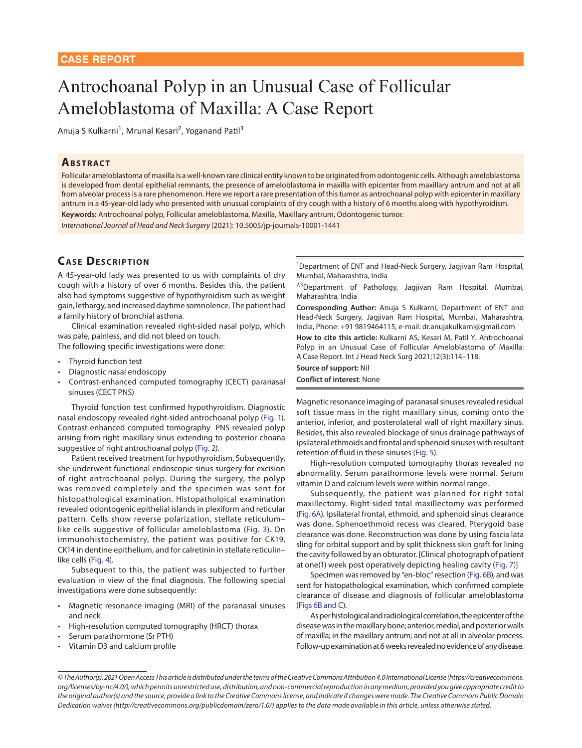CASE REPORT

# Antrochoanal Polyp in an Unusual Case of Follicular Ameloblastoma of Maxilla: A Case Report

Anuja S Kulkarni[1], Mrunal Kesari[2], Yoganand Patil[3]

## Abstract

Follicular ameloblastoma of maxilla is a well-known rare clinical entity known to be originated from odontogenic cells. Although ameloblastoma is developed from dental epithelial remnants, the presence of ameloblastoma in maxilla with epicenter from maxillary antrum and not at all from alveolar process is a rare phenomenon. Here we report a rare presentation of this tumor as antrochoanal polyp with epicenter in maxillary antrum in a 45-year-old lady who presented with unusual complaints of dry cough with a history of 6 months along with hypothyroidism.

**Keywords:** Antrochoanal polyp, Follicular ameloblastoma, Maxilla, Maxillary antrum, Odontogenic tumor.

*International Journal of Head and Neck Surgery* (2021): 10.5005/jp-journals-10001-1441

[1]Department of ENT and Head-Neck Surgery, Jagjivan Ram Hospital, Mumbai, Maharashtra, India

[2,3]Department of Pathology, Jagjivan Ram Hospital, Mumbai, Maharashtra, India

**Corresponding Author:** Anuja S Kulkarni, Department of ENT and Head-Neck Surgery, Jagjivan Ram Hospital, Mumbai, Maharashtra, India, Phone: +91 9819464115, e-mail: dr.anujakulkarni@gmail.com

**How to cite this article:** Kulkarni AS, Kesari M, Patil Y. Antrochoanal Polyp in an Unusual Case of Follicular Ameloblastoma of Maxilla: A Case Report. Int J Head Neck Surg 2021;12(3):114–118.

**Source of support:** Nil

**Conflict of interest**: None

## Case Description

A 45-year-old lady was presented to us with complaints of dry cough with a history of over 6 months. Besides this, the patient also had symptoms suggestive of hypothyroidism such as weight gain, lethargy, and increased daytime somnolence. The patient had a family history of bronchial asthma.

Clinical examination revealed right-sided nasal polyp, which was pale, painless, and did not bleed on touch.

The following specific investigations were done:

- Thyroid function test
- Diagnostic nasal endoscopy
- Contrast-enhanced computed tomography (CECT) paranasal sinuses (CECT PNS)

Thyroid function test confirmed hypothyroidism. Diagnostic nasal endoscopy revealed right-sided antrochoanal polyp (Fig. 1). Contrast-enhanced computed tomography PNS revealed polyp arising from right maxillary sinus extending to posterior choana suggestive of right antrochoanal polyp (Fig. 2).

Patient received treatment for hypothyroidism. Subsequently, she underwent functional endoscopic sinus surgery for excision of right antrochoanal polyp. During the surgery, the polyp was removed completely and the specimen was sent for histopathological examination. Histopatholoical examination revealed odontogenic epithelial islands in plexiform and reticular pattern. Cells show reverse polarization, stellate reticulum–like cells suggestive of follicular ameloblastoma (Fig. 3). On immunohistochemistry, the patient was positive for CK19, CK14 in dentine epithelium, and for calretinin in stellate reticulin–like cells (Fig. 4).

Subsequent to this, the patient was subjected to further evaluation in view of the final diagnosis. The following special investigations were done subsequently:

- Magnetic resonance imaging (MRI) of the paranasal sinuses and neck
- High-resolution computed tomography (HRCT) thorax
- Serum parathormone (Sr PTH)
- Vitamin D3 and calcium profile

Magnetic resonance imaging of paranasal sinuses revealed residual soft tissue mass in the right maxillary sinus, coming onto the anterior, inferior, and posterolateral wall of right maxillary sinus. Besides, this also revealed blockage of sinus drainage pathways of ipsilateral ethmoids and frontal and sphenoid sinuses with resultant retention of fluid in these sinuses (Fig. 5).

High-resolution computed tomography thorax revealed no abnormality. Serum parathormone levels were normal. Serum vitamin D and calcium levels were within normal range.

Subsequently, the patient was planned for right total maxillectomy. Right-sided total maxillectomy was performed (Fig. 6A). Ipsilateral frontal, ethmoid, and sphenoid sinus clearance was done. Sphenoethmoid recess was cleared. Pterygoid base clearance was done. Reconstruction was done by using fascia lata sling for orbital support and by split thickness skin graft for lining the cavity followed by an obturator. [Clinical photograph of patient at one(1) week post operatively depicting healing cavity (Fig. 7)]

Specimen was removed by "en-bloc" resection (Fig. 6B), and was sent for histopathological examination, which confirmed complete clearance of disease and diagnosis of follicular ameloblastoma (Figs 6B and C).

As per histological and radiological correlation, the epicenter of the disease was in the maxillary bone; anterior, medial, and posterior walls of maxilla; in the maxillary antrum; and not at all in alveolar process. Follow-up examination at 6 weeks revealed no evidence of any disease.

*© The Author(s). 2021 Open Access This article is distributed under the terms of the Creative Commons Attribution 4.0 International License (https://creativecommons.org/licenses/by-nc/4.0/), which permits unrestricted use, distribution, and non-commercial reproduction in any medium, provided you give appropriate credit to the original author(s) and the source, provide a link to the Creative Commons license, and indicate if changes were made. The Creative Commons Public Domain Dedication waiver (http://creativecommons.org/publicdomain/zero/1.0/) applies to the data made available in this article, unless otherwise stated.*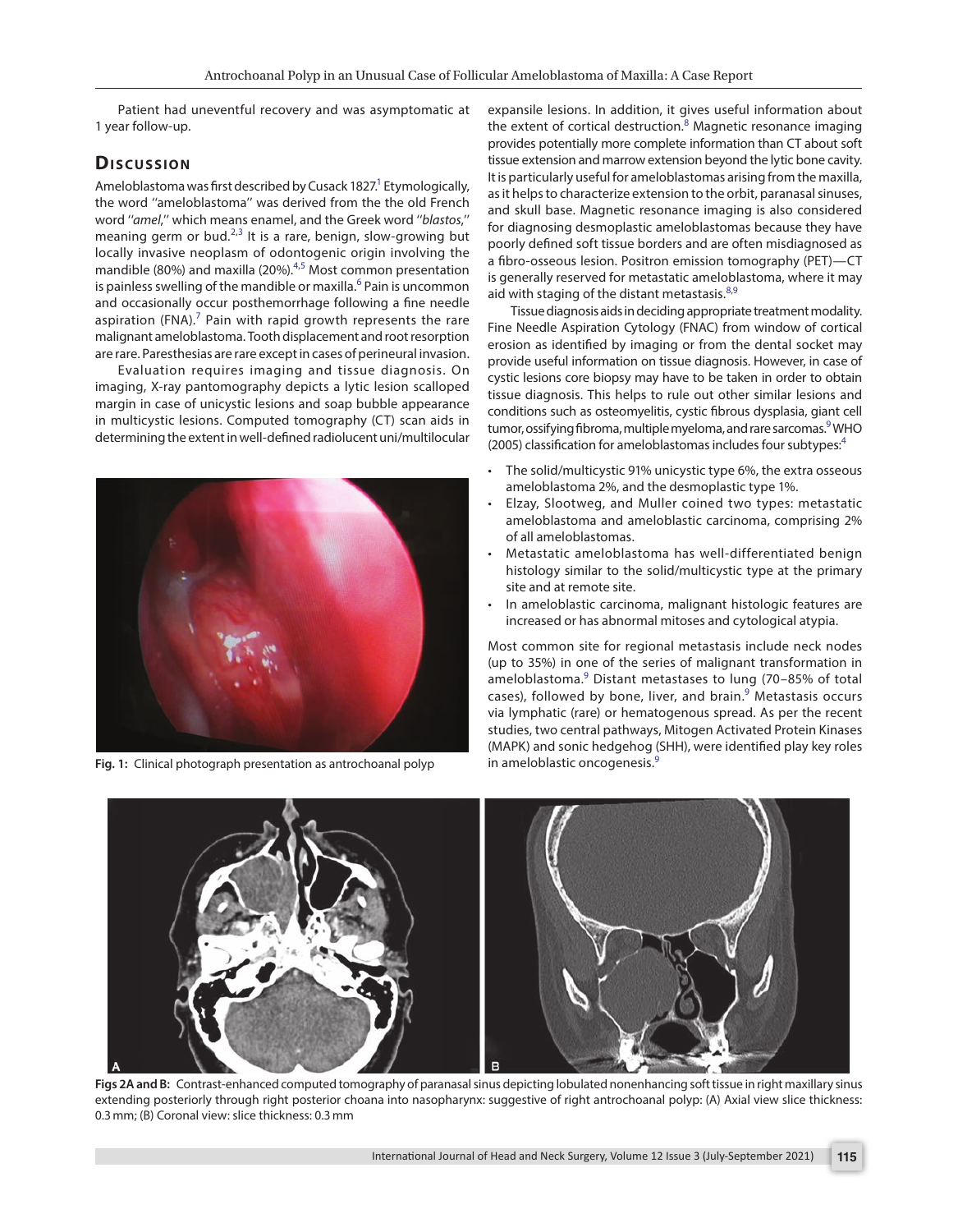Patient had uneventful recovery and was asymptomatic at 1 year follow-up.

## Discussion

Ameloblastoma was first described by Cusack 1827.[1] Etymologically, the word "ameloblastoma" was derived from the the old French word "*amel*," which means enamel, and the Greek word "*blastos*," meaning germ or bud.[2,3] It is a rare, benign, slow-growing but locally invasive neoplasm of odontogenic origin involving the mandible (80%) and maxilla (20%).[4,5] Most common presentation is painless swelling of the mandible or maxilla.[6] Pain is uncommon and occasionally occur posthemorrhage following a fine needle aspiration (FNA).[7] Pain with rapid growth represents the rare malignant ameloblastoma. Tooth displacement and root resorption are rare. Paresthesias are rare except in cases of perineural invasion.

Evaluation requires imaging and tissue diagnosis. On imaging, X-ray pantomography depicts a lytic lesion scalloped margin in case of unicystic lesions and soap bubble appearance in multicystic lesions. Computed tomography (CT) scan aids in determining the extent in well-defined radiolucent uni/multilocular expansile lesions. In addition, it gives useful information about the extent of cortical destruction.[8] Magnetic resonance imaging provides potentially more complete information than CT about soft tissue extension and marrow extension beyond the lytic bone cavity. It is particularly useful for ameloblastomas arising from the maxilla, as it helps to characterize extension to the orbit, paranasal sinuses, and skull base. Magnetic resonance imaging is also considered for diagnosing desmoplastic ameloblastomas because they have poorly defined soft tissue borders and are often misdiagnosed as a fibro-osseous lesion. Positron emission tomography (PET)—CT is generally reserved for metastatic ameloblastoma, where it may aid with staging of the distant metastasis.[8,9]

Fig. 1: Clinical photograph presentation as antrochoanal polyp

Tissue diagnosis aids in deciding appropriate treatment modality. Fine Needle Aspiration Cytology (FNAC) from window of cortical erosion as identified by imaging or from the dental socket may provide useful information on tissue diagnosis. However, in case of cystic lesions core biopsy may have to be taken in order to obtain tissue diagnosis. This helps to rule out other similar lesions and conditions such as osteomyelitis, cystic fibrous dysplasia, giant cell tumor, ossifying fibroma, multiple myeloma, and rare sarcomas.[9] WHO (2005) classification for ameloblastomas includes four subtypes:[4]

- The solid/multicystic 91% unicystic type 6%, the extra osseous ameloblastoma 2%, and the desmoplastic type 1%.
- Elzay, Slootweg, and Muller coined two types: metastatic ameloblastoma and ameloblastic carcinoma, comprising 2% of all ameloblastomas.
- Metastatic ameloblastoma has well-differentiated benign histology similar to the solid/multicystic type at the primary site and at remote site.
- In ameloblastic carcinoma, malignant histologic features are increased or has abnormal mitoses and cytological atypia.

Most common site for regional metastasis include neck nodes (up to 35%) in one of the series of malignant transformation in ameloblastoma.[9] Distant metastases to lung (70–85% of total cases), followed by bone, liver, and brain.[9] Metastasis occurs via lymphatic (rare) or hematogenous spread. As per the recent studies, two central pathways, Mitogen Activated Protein Kinases (MAPK) and sonic hedgehog (SHH), were identified play key roles in ameloblastic oncogenesis.[9]

Figs 2A and B: Contrast-enhanced computed tomography of paranasal sinus depicting lobulated nonenhancing soft tissue in right maxillary sinus extending posteriorly through right posterior choana into nasopharynx: suggestive of right antrochoanal polyp: (A) Axial view slice thickness: 0.3 mm; (B) Coronal view: slice thickness: 0.3 mm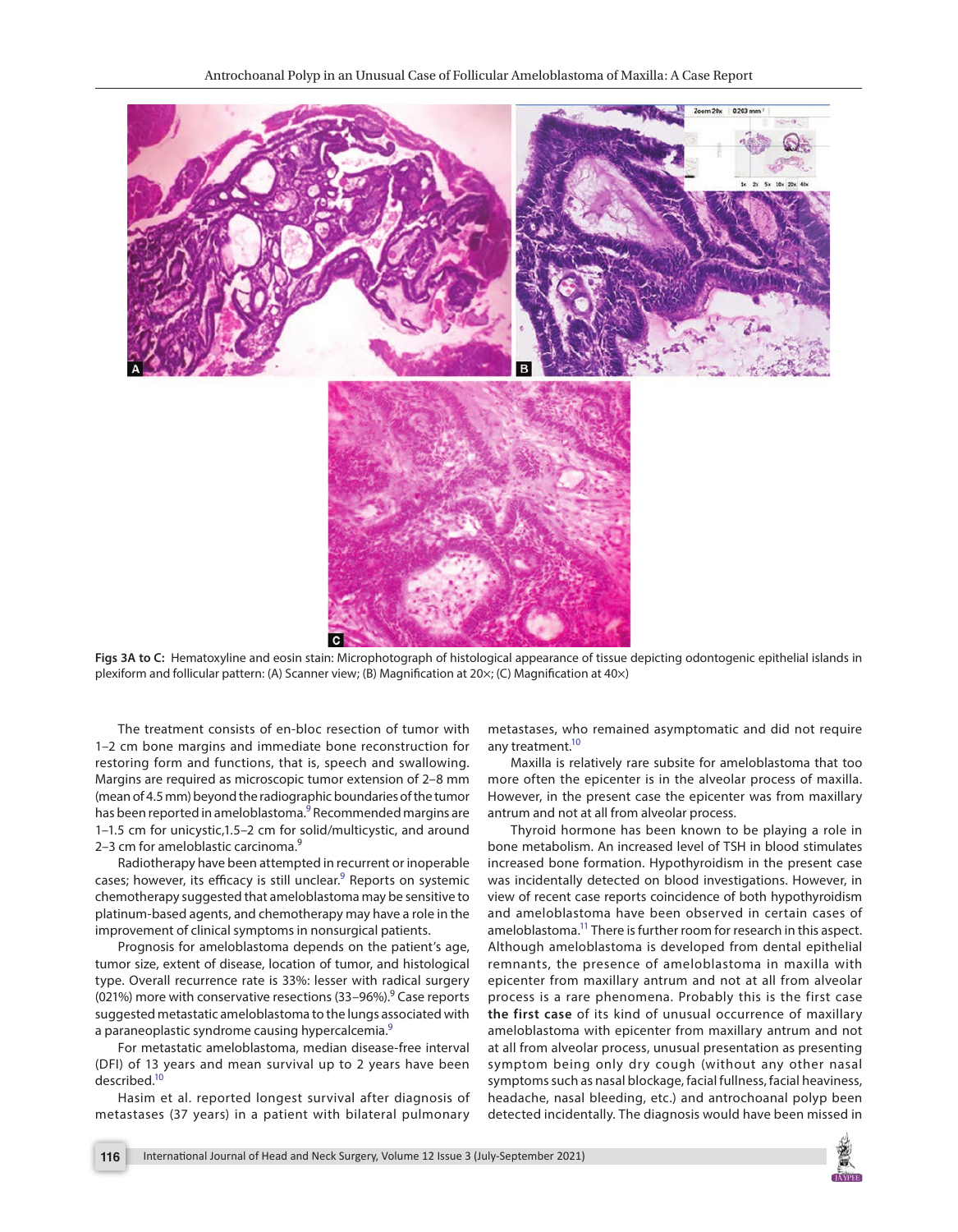Figs 3A to C: Hematoxyline and eosin stain: Microphotograph of histological appearance of tissue depicting odontogenic epithelial islands in plexiform and follicular pattern: (A) Scanner view; (B) Magnification at 20×; (C) Magnification at 40×)

The treatment consists of en-bloc resection of tumor with 1–2 cm bone margins and immediate bone reconstruction for restoring form and functions, that is, speech and swallowing. Margins are required as microscopic tumor extension of 2–8 mm (mean of 4.5 mm) beyond the radiographic boundaries of the tumor has been reported in ameloblastoma.[9] Recommended margins are 1–1.5 cm for unicystic,1.5–2 cm for solid/multicystic, and around 2–3 cm for ameloblastic carcinoma.[9]

Radiotherapy have been attempted in recurrent or inoperable cases; however, its efficacy is still unclear.[9] Reports on systemic chemotherapy suggested that ameloblastoma may be sensitive to platinum-based agents, and chemotherapy may have a role in the improvement of clinical symptoms in nonsurgical patients.

Prognosis for ameloblastoma depends on the patient's age, tumor size, extent of disease, location of tumor, and histological type. Overall recurrence rate is 33%: lesser with radical surgery (021%) more with conservative resections (33–96%).[9] Case reports suggested metastatic ameloblastoma to the lungs associated with a paraneoplastic syndrome causing hypercalcemia.[9]

For metastatic ameloblastoma, median disease-free interval (DFI) of 13 years and mean survival up to 2 years have been described.[10]

Hasim et al. reported longest survival after diagnosis of metastases (37 years) in a patient with bilateral pulmonary metastases, who remained asymptomatic and did not require any treatment.[10]

Maxilla is relatively rare subsite for ameloblastoma that too more often the epicenter is in the alveolar process of maxilla. However, in the present case the epicenter was from maxillary antrum and not at all from alveolar process.

Thyroid hormone has been known to be playing a role in bone metabolism. An increased level of TSH in blood stimulates increased bone formation. Hypothyroidism in the present case was incidentally detected on blood investigations. However, in view of recent case reports coincidence of both hypothyroidism and ameloblastoma have been observed in certain cases of ameloblastoma.[11] There is further room for research in this aspect. Although ameloblastoma is developed from dental epithelial remnants, the presence of ameloblastoma in maxilla with epicenter from maxillary antrum and not at all from alveolar process is a rare phenomena. Probably this is the first case of its kind of unusual occurrence of maxillary ameloblastoma with epicenter from maxillary antrum and not at all from alveolar process, unusual presentation as presenting symptom being only dry cough (without any other nasal symptoms such as nasal blockage, facial fullness, facial heaviness, headache, nasal bleeding, etc.) and antrochoanal polyp been detected incidentally. The diagnosis would have been missed in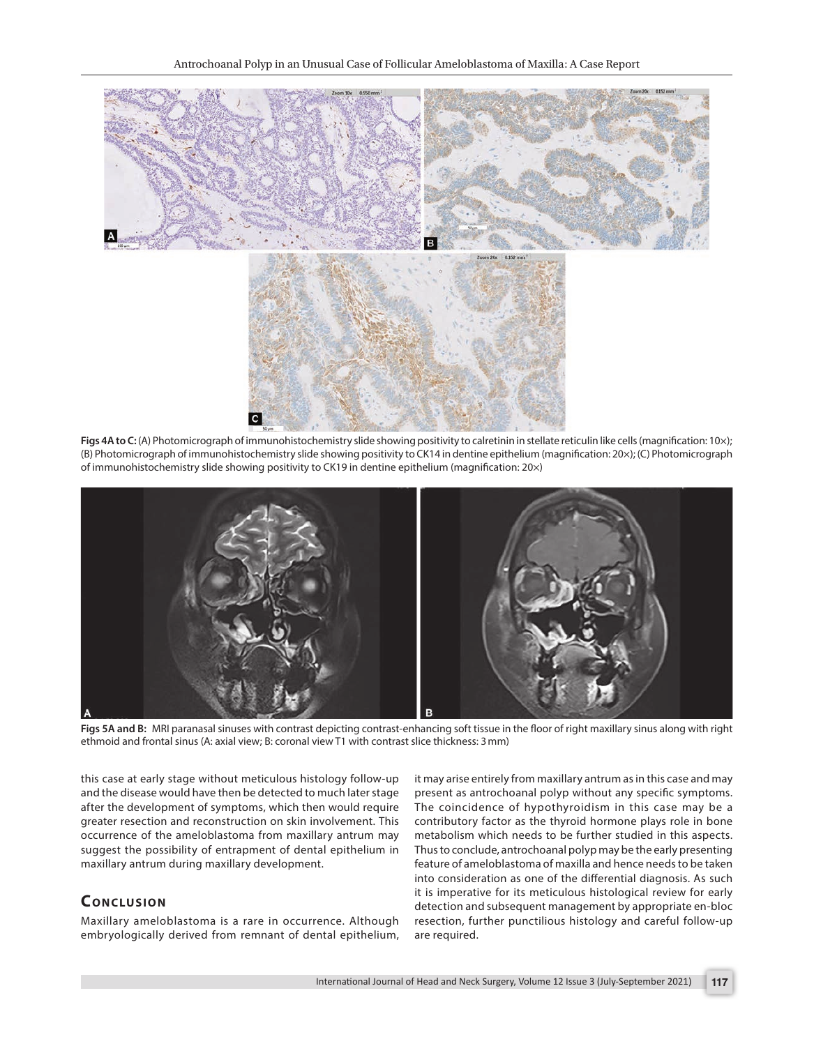**Figs 4A to C:** (A) Photomicrograph of immunohistochemistry slide showing positivity to calretinin in stellate reticulin like cells (magnification: 10×); (B) Photomicrograph of immunohistochemistry slide showing positivity to CK14 in dentine epithelium (magnification: 20×); (C) Photomicrograph of immunohistochemistry slide showing positivity to CK19 in dentine epithelium (magnification: 20×)

**Figs 5A and B:** MRI paranasal sinuses with contrast depicting contrast-enhancing soft tissue in the floor of right maxillary sinus along with right ethmoid and frontal sinus (A: axial view; B: coronal view T1 with contrast slice thickness: 3 mm)

this case at early stage without meticulous histology follow-up and the disease would have then be detected to much later stage after the development of symptoms, which then would require greater resection and reconstruction on skin involvement. This occurrence of the ameloblastoma from maxillary antrum may suggest the possibility of entrapment of dental epithelium in maxillary antrum during maxillary development.

## Conclusion

Maxillary ameloblastoma is a rare in occurrence. Although embryologically derived from remnant of dental epithelium, it may arise entirely from maxillary antrum as in this case and may present as antrochoanal polyp without any specific symptoms. The coincidence of hypothyroidism in this case may be a contributory factor as the thyroid hormone plays role in bone metabolism which needs to be further studied in this aspects. Thus to conclude, antrochoanal polyp may be the early presenting feature of ameloblastoma of maxilla and hence needs to be taken into consideration as one of the differential diagnosis. As such it is imperative for its meticulous histological review for early detection and subsequent management by appropriate en-bloc resection, further punctilious histology and careful follow-up are required.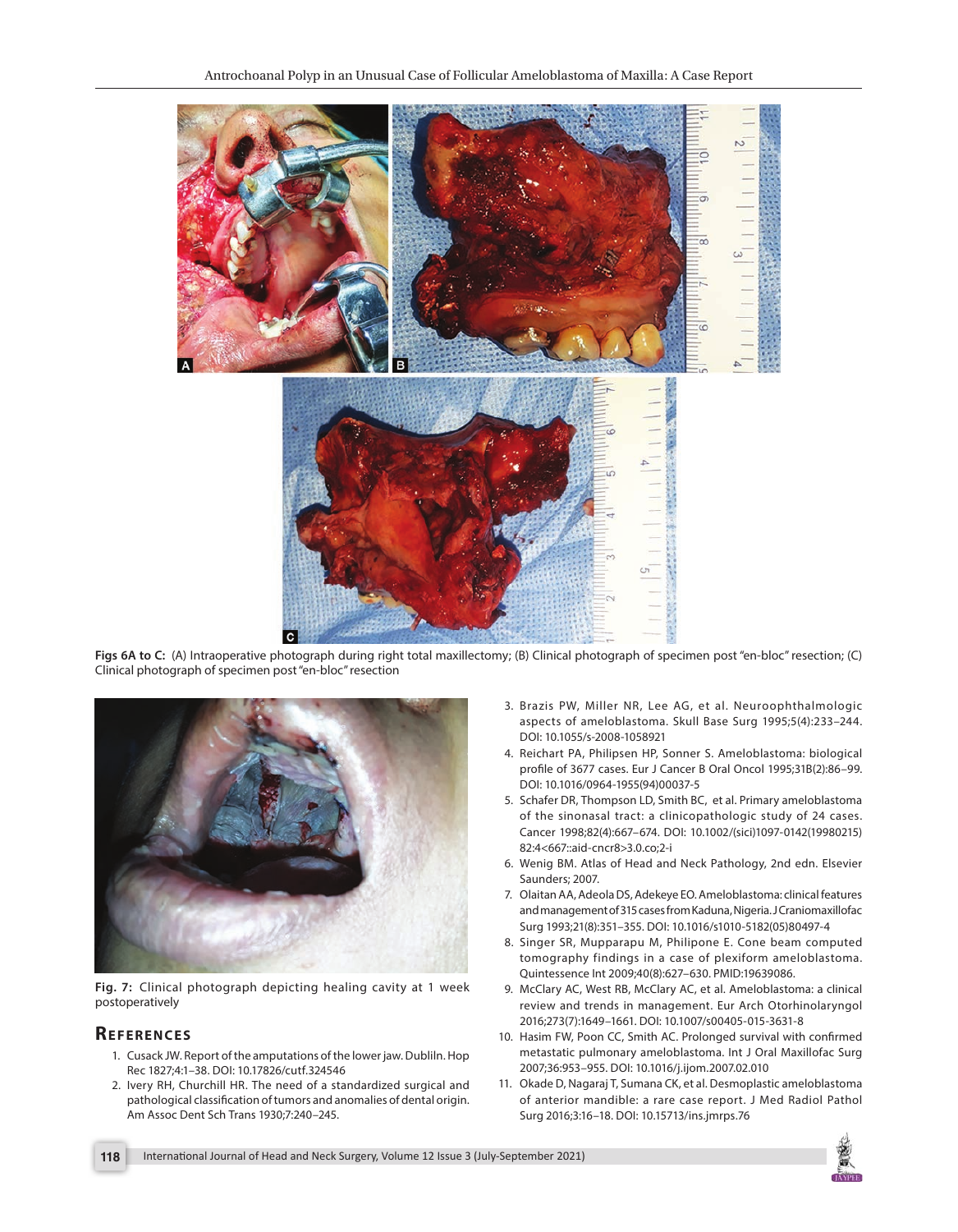Figs 6A to C: (A) Intraoperative photograph during right total maxillectomy; (B) Clinical photograph of specimen post "en-bloc" resection; (C) Clinical photograph of specimen post "en-bloc" resection

Fig. 7: Clinical photograph depicting healing cavity at 1 week postoperatively

## References

1. Cusack JW. Report of the amputations of the lower jaw. Dublin. Hop Rec 1827;4:1–38. DOI: 10.17826/cutf.324546
2. Ivery RH, Churchill HR. The need of a standardized surgical and pathological classification of tumors and anomalies of dental origin. Am Assoc Dent Sch Trans 1930;7:240–245.
3. Brazis PW, Miller NR, Lee AG, et al. Neuroophthalmologic aspects of ameloblastoma. Skull Base Surg 1995;5(4):233–244. DOI: 10.1055/s-2008-1058921
4. Reichart PA, Philipsen HP, Sonner S. Ameloblastoma: biological profile of 3677 cases. Eur J Cancer B Oral Oncol 1995;31B(2):86–99. DOI: 10.1016/0964-1955(94)00037-5
5. Schafer DR, Thompson LD, Smith BC, et al. Primary ameloblastoma of the sinonasal tract: a clinicopathologic study of 24 cases. Cancer 1998;82(4):667–674. DOI: 10.1002/(sici)1097-0142(19980215)82:4<667::aid-cncr8>3.0.co;2-i
6. Wenig BM. Atlas of Head and Neck Pathology, 2nd edn. Elsevier Saunders; 2007.
7. Olaitan AA, Adeola DS, Adekeye EO. Ameloblastoma: clinical features and management of 315 cases from Kaduna, Nigeria. J Craniomaxillofac Surg 1993;21(8):351–355. DOI: 10.1016/s1010-5182(05)80497-4
8. Singer SR, Mupparapu M, Philipone E. Cone beam computed tomography findings in a case of plexiform ameloblastoma. Quintessence Int 2009;40(8):627–630. PMID:19639086.
9. McClary AC, West RB, McClary AC, et al. Ameloblastoma: a clinical review and trends in management. Eur Arch Otorhinolaryngol 2016;273(7):1649–1661. DOI: 10.1007/s00405-015-3631-8
10. Hasim FW, Poon CC, Smith AC. Prolonged survival with confirmed metastatic pulmonary ameloblastoma. Int J Oral Maxillofac Surg 2007;36:953–955. DOI: 10.1016/j.ijom.2007.02.010
11. Okade D, Nagaraj T, Sumana CK, et al. Desmoplastic ameloblastoma of anterior mandible: a rare case report. J Med Radiol Pathol Surg 2016;3:16–18. DOI: 10.15713/ins.jmrps.76